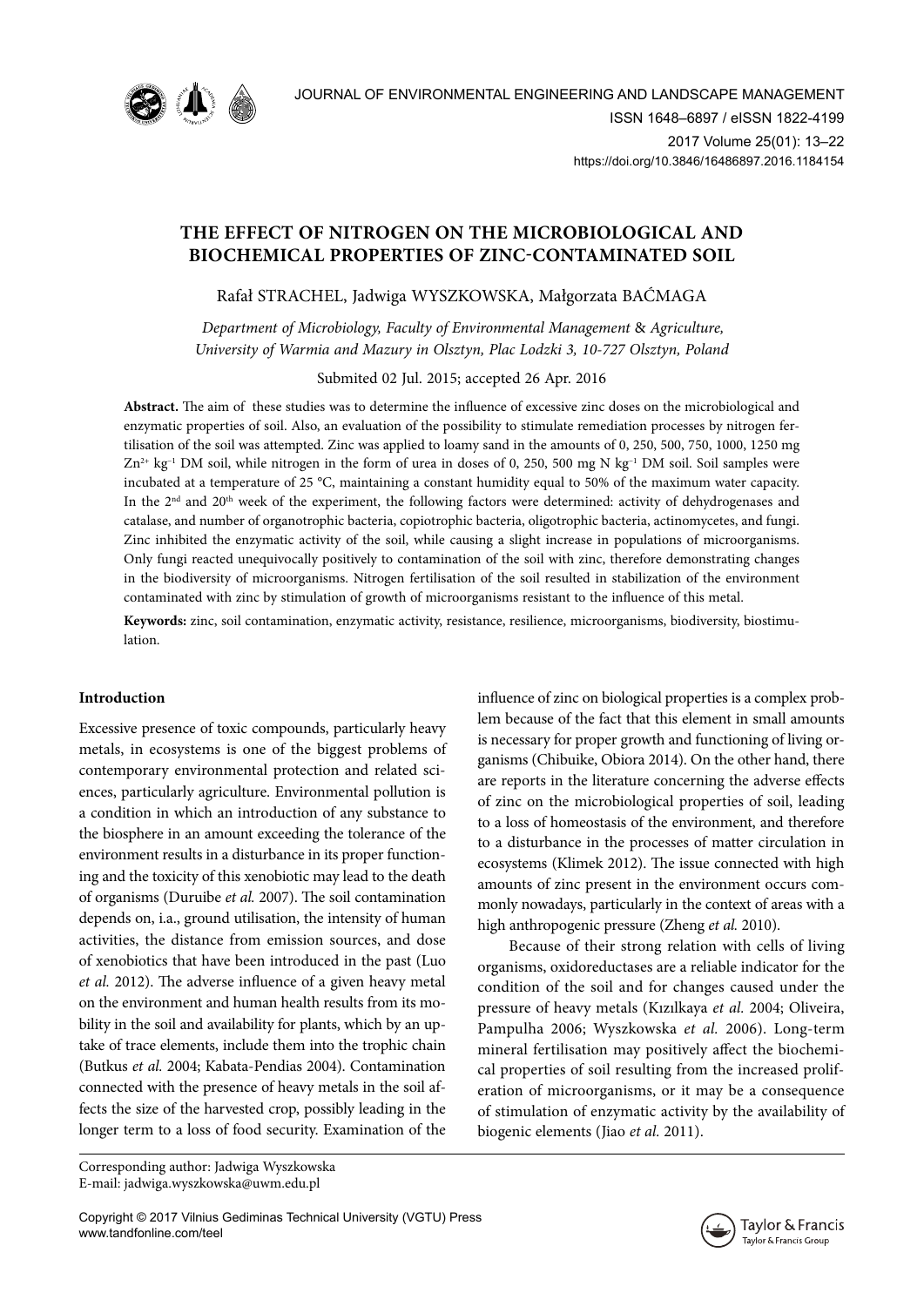# THE EFFECT OF NITROGEN ON THE MICROBIOLOGICAL AND BIOCHEMICAL PROPERTIES OF ZINC-CONTAMINATED SOIL

Rafał STRACHEL, Jadwiga WYSZKOWSKA, Małgorzata BAĆMAGA

*Department of Microbiology, Faculty of Environmental Management & Agriculture, University of Warmia and Mazury in Olsztyn, Plac Lodzki 3, 10-727 Olsztyn, Poland*

Submited 02 Jul. 2015; accepted 26 Apr. 2016

**Abstract.** The aim of these studies was to determine the influence of excessive zinc doses on the microbiological and enzymatic properties of soil. Also, an evaluation of the possibility to stimulate remediation processes by nitrogen fertilisation of the soil was attempted. Zinc was applied to loamy sand in the amounts of 0, 250, 500, 750, 1000, 1250 mg $Zn^{2+}$ $kg^{-1}$ DM soil, while nitrogen in the form of urea in doses of 0, 250, 500 mg N $kg^{-1}$ DM soil. Soil samples were incubated at a temperature of 25 °C, maintaining a constant humidity equal to 50% of the maximum water capacity. In the 2[nd] and 20[th] week of the experiment, the following factors were determined: activity of dehydrogenases and catalase, and number of organotrophic bacteria, copiotrophic bacteria, oligotrophic bacteria, actinomycetes, and fungi. Zinc inhibited the enzymatic activity of the soil, while causing a slight increase in populations of microorganisms. Only fungi reacted unequivocally positively to contamination of the soil with zinc, therefore demonstrating changes in the biodiversity of microorganisms. Nitrogen fertilisation of the soil resulted in stabilization of the environment contaminated with zinc by stimulation of growth of microorganisms resistant to the influence of this metal.

**Keywords:** zinc, soil contamination, enzymatic activity, resistance, resilience, microorganisms, biodiversity, biostimulation.

## Introduction

Excessive presence of toxic compounds, particularly heavy metals, in ecosystems is one of the biggest problems of contemporary environmental protection and related sciences, particularly agriculture. Environmental pollution is a condition in which an introduction of any substance to the biosphere in an amount exceeding the tolerance of the environment results in a disturbance in its proper functioning and the toxicity of this xenobiotic may lead to the death of organisms (Duruibe *et al.* 2007). The soil contamination depends on, i.a., ground utilisation, the intensity of human activities, the distance from emission sources, and dose of xenobiotics that have been introduced in the past (Luo *et al.* 2012). The adverse influence of a given heavy metal on the environment and human health results from its mobility in the soil and availability for plants, which by an uptake of trace elements, include them into the trophic chain (Butkus *et al.* 2004; Kabata-Pendias 2004). Contamination connected with the presence of heavy metals in the soil affects the size of the harvested crop, possibly leading in the longer term to a loss of food security. Examination of the influence of zinc on biological properties is a complex problem because of the fact that this element in small amounts is necessary for proper growth and functioning of living organisms (Chibuike, Obiora 2014). On the other hand, there are reports in the literature concerning the adverse effects of zinc on the microbiological properties of soil, leading to a loss of homeostasis of the environment, and therefore to a disturbance in the processes of matter circulation in ecosystems (Klimek 2012). The issue connected with high amounts of zinc present in the environment occurs commonly nowadays, particularly in the context of areas with a high anthropogenic pressure (Zheng *et al.* 2010).

Because of their strong relation with cells of living organisms, oxidoreductases are a reliable indicator for the condition of the soil and for changes caused under the pressure of heavy metals (Kızılkaya *et al.* 2004; Oliveira, Pampulha 2006; Wyszkowska *et al.* 2006). Long-term mineral fertilisation may positively affect the biochemical properties of soil resulting from the increased proliferation of microorganisms, or it may be a consequence of stimulation of enzymatic activity by the availability of biogenic elements (Jiao *et al.* 2011).

Corresponding author: Jadwiga Wyszkowska
E-mail: jadwiga.wyszkowska@uwm.edu.pl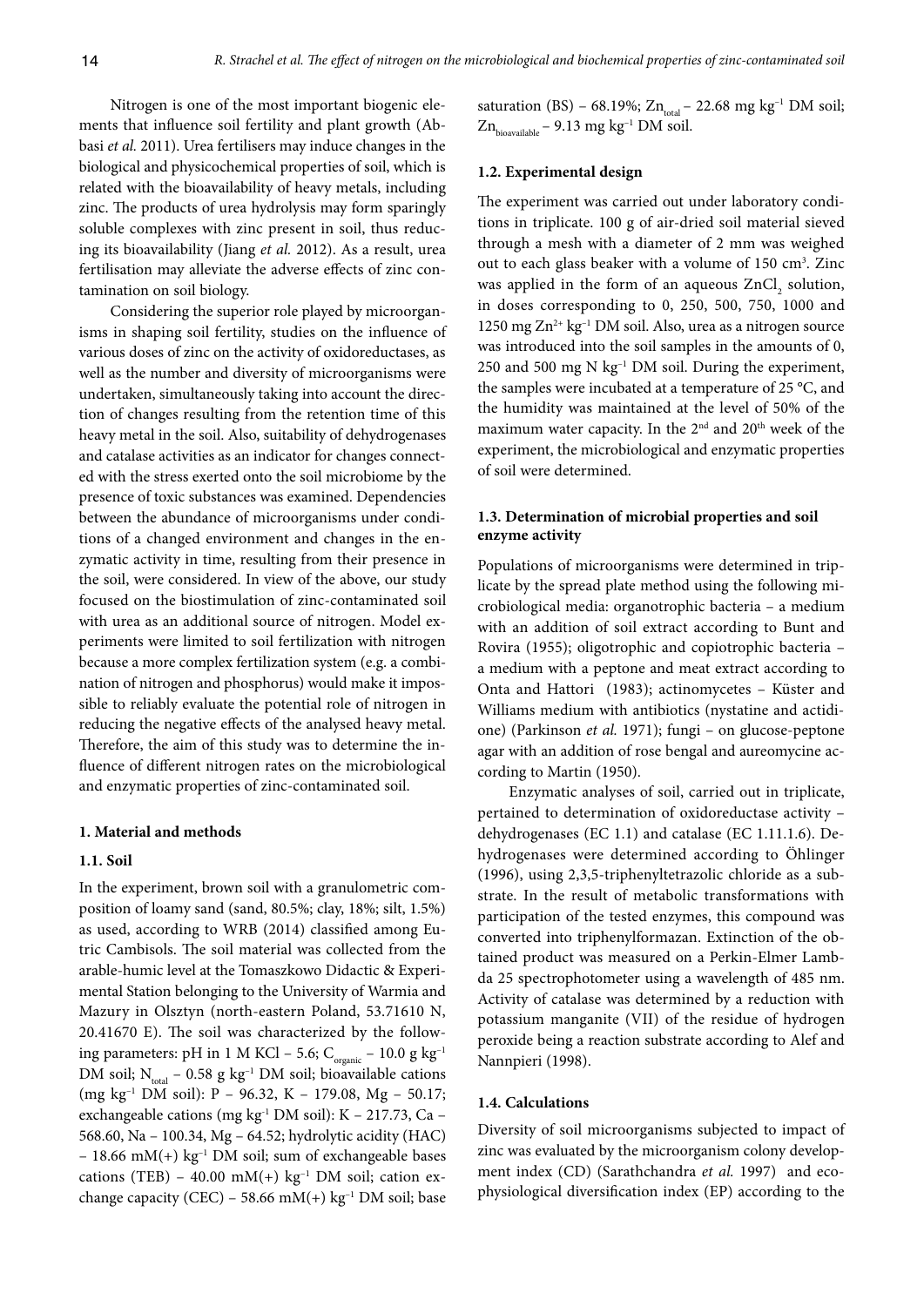Nitrogen is one of the most important biogenic elements that influence soil fertility and plant growth (Abbasi *et al.* 2011). Urea fertilisers may induce changes in the biological and physicochemical properties of soil, which is related with the bioavailability of heavy metals, including zinc. The products of urea hydrolysis may form sparingly soluble complexes with zinc present in soil, thus reducing its bioavailability (Jiang *et al.* 2012). As a result, urea fertilisation may alleviate the adverse effects of zinc contamination on soil biology.

Considering the superior role played by microorganisms in shaping soil fertility, studies on the influence of various doses of zinc on the activity of oxidoreductases, as well as the number and diversity of microorganisms were undertaken, simultaneously taking into account the direction of changes resulting from the retention time of this heavy metal in the soil. Also, suitability of dehydrogenases and catalase activities as an indicator for changes connected with the stress exerted onto the soil microbiome by the presence of toxic substances was examined. Dependencies between the abundance of microorganisms under conditions of a changed environment and changes in the enzymatic activity in time, resulting from their presence in the soil, were considered. In view of the above, our study focused on the biostimulation of zinc-contaminated soil with urea as an additional source of nitrogen. Model experiments were limited to soil fertilization with nitrogen because a more complex fertilization system (e.g. a combination of nitrogen and phosphorus) would make it impossible to reliably evaluate the potential role of nitrogen in reducing the negative effects of the analysed heavy metal. Therefore, the aim of this study was to determine the influence of different nitrogen rates on the microbiological and enzymatic properties of zinc-contaminated soil.

## 1. Material and methods

### 1.1. Soil

In the experiment, brown soil with a granulometric composition of loamy sand (sand, 80.5%; clay, 18%; silt, 1.5%) as used, according to WRB (2014) classified among Eutric Cambisols. The soil material was collected from the arable-humic level at the Tomaszkowo Didactic & Experimental Station belonging to the University of Warmia and Mazury in Olsztyn (north-eastern Poland, 53.71610 N, 20.41670 E). The soil was characterized by the following parameters: pH in 1 M KCl – 5.6; $C_{organic}$ – 10.0 g $kg^{-1}$ DM soil; $N_{total}$ – 0.58 g $kg^{-1}$ DM soil; bioavailable cations (mg $kg^{-1}$ DM soil): P – 96.32, K – 179.08, Mg – 50.17; exchangeable cations (mg $kg^{-1}$ DM soil): K – 217.73, Ca – 568.60, Na – 100.34, Mg – 64.52; hydrolytic acidity (HAC) – 18.66 mM(+) $kg^{-1}$ DM soil; sum of exchangeable bases cations (TEB) – 40.00 mM(+) $kg^{-1}$ DM soil; cation exchange capacity (CEC) – 58.66 mM(+) $kg^{-1}$ DM soil; base saturation (BS) – 68.19%; $Zn_{total}$ – 22.68 mg $kg^{-1}$ DM soil; $Zn_{bioavailable}$ – 9.13 mg $kg^{-1}$ DM soil.

### 1.2. Experimental design

The experiment was carried out under laboratory conditions in triplicate. 100 g of air-dried soil material sieved through a mesh with a diameter of 2 mm was weighed out to each glass beaker with a volume of 150 $cm^3$. Zinc was applied in the form of an aqueous $ZnCl_2$ solution, in doses corresponding to 0, 250, 500, 750, 1000 and 1250 mg $Zn^{2+}$ $kg^{-1}$ DM soil. Also, urea as a nitrogen source was introduced into the soil samples in the amounts of 0, 250 and 500 mg N $kg^{-1}$ DM soil. During the experiment, the samples were incubated at a temperature of 25 °C, and the humidity was maintained at the level of 50% of the maximum water capacity. In the $2^{nd}$ and $20^{th}$ week of the experiment, the microbiological and enzymatic properties of soil were determined.

### 1.3. Determination of microbial properties and soil enzyme activity

Populations of microorganisms were determined in triplicate by the spread plate method using the following microbiological media: organotrophic bacteria – a medium with an addition of soil extract according to Bunt and Rovira (1955); oligotrophic and copiotrophic bacteria – a medium with a peptone and meat extract according to Onta and Hattori (1983); actinomycetes – Küster and Williams medium with antibiotics (nystatine and actidione) (Parkinson *et al.* 1971); fungi – on glucose-peptone agar with an addition of rose bengal and aureomycine according to Martin (1950).

Enzymatic analyses of soil, carried out in triplicate, pertained to determination of oxidoreductase activity – dehydrogenases (EC 1.1) and catalase (EC 1.11.1.6). Dehydrogenases were determined according to Öhlinger (1996), using 2,3,5-triphenyltetrazolic chloride as a substrate. In the result of metabolic transformations with participation of the tested enzymes, this compound was converted into triphenylformazan. Extinction of the obtained product was measured on a Perkin-Elmer Lambda 25 spectrophotometer using a wavelength of 485 nm. Activity of catalase was determined by a reduction with potassium manganite (VII) of the residue of hydrogen peroxide being a reaction substrate according to Alef and Nannpieri (1998).

### 1.4. Calculations

Diversity of soil microorganisms subjected to impact of zinc was evaluated by the microorganism colony development index (CD) (Sarathchandra *et al.* 1997) and eco-physiological diversification index (EP) according to the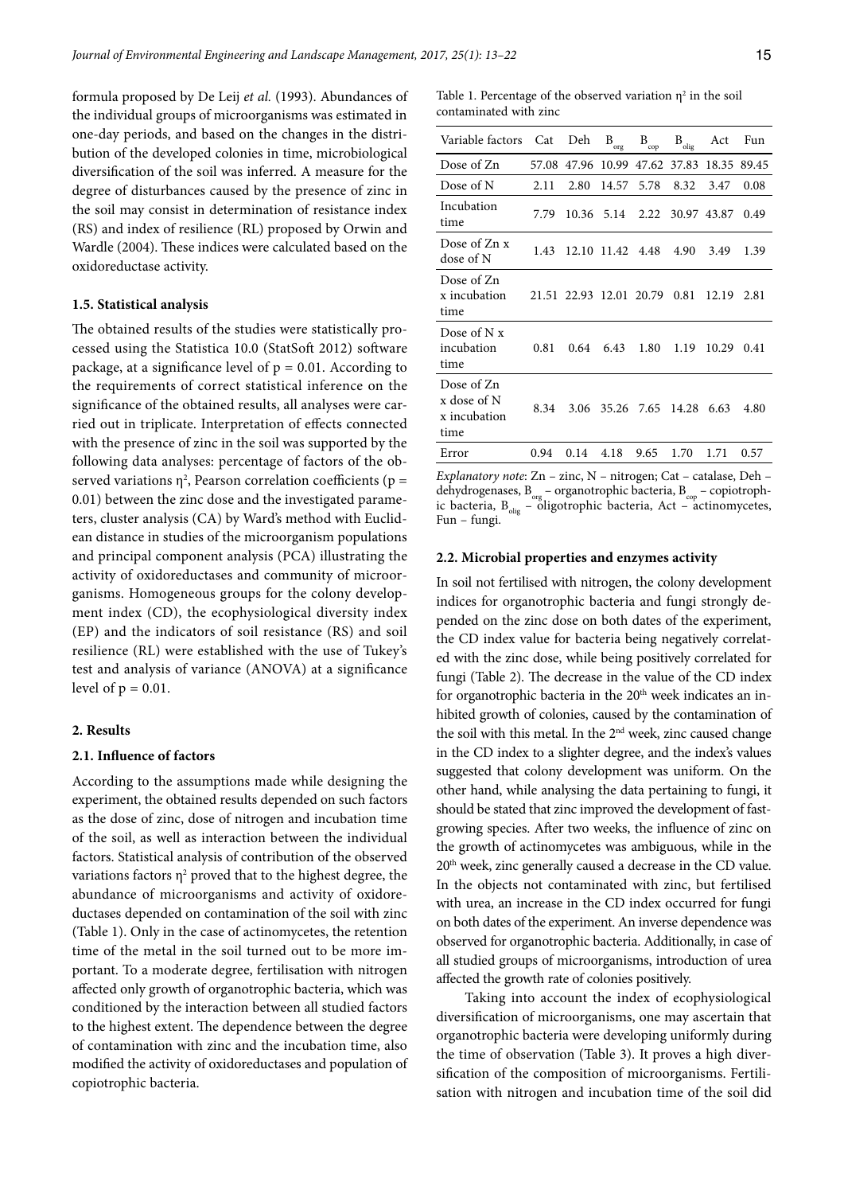formula proposed by De Leij *et al.* (1993). Abundances of the individual groups of microorganisms was estimated in one-day periods, and based on the changes in the distribution of the developed colonies in time, microbiological diversification of the soil was inferred. A measure for the degree of disturbances caused by the presence of zinc in the soil may consist in determination of resistance index (RS) and index of resilience (RL) proposed by Orwin and Wardle (2004). These indices were calculated based on the oxidoreductase activity.

### 1.5. Statistical analysis

The obtained results of the studies were statistically processed using the Statistica 10.0 (StatSoft 2012) software package, at a significance level of $p = 0.01$. According to the requirements of correct statistical inference on the significance of the obtained results, all analyses were carried out in triplicate. Interpretation of effects connected with the presence of zinc in the soil was supported by the following data analyses: percentage of factors of the observed variations $\eta^2$, Pearson correlation coefficients ($p = 0.01$) between the zinc dose and the investigated parameters, cluster analysis (CA) by Ward's method with Euclidean distance in studies of the microorganism populations and principal component analysis (PCA) illustrating the activity of oxidoreductases and community of microorganisms. Homogeneous groups for the colony development index (CD), the ecophysiological diversity index (EP) and the indicators of soil resistance (RS) and soil resilience (RL) were established with the use of Tukey's test and analysis of variance (ANOVA) at a significance level of $p = 0.01$.

## 2. Results

### 2.1. Influence of factors

According to the assumptions made while designing the experiment, the obtained results depended on such factors as the dose of zinc, dose of nitrogen and incubation time of the soil, as well as interaction between the individual factors. Statistical analysis of contribution of the observed variations factors $\eta^2$ proved that to the highest degree, the abundance of microorganisms and activity of oxidoreductases depended on contamination of the soil with zinc (Table 1). Only in the case of actinomycetes, the retention time of the metal in the soil turned out to be more important. To a moderate degree, fertilisation with nitrogen affected only growth of organotrophic bacteria, which was conditioned by the interaction between all studied factors to the highest extent. The dependence between the degree of contamination with zinc and the incubation time, also modified the activity of oxidoreductases and population of copiotrophic bacteria.

Table 1. Percentage of the observed variation $\eta^2$ in the soil contaminated with zinc

| Variable factors | Cat | Deh | $B_{org}$ | $B_{cop}$ | $B_{olig}$ | Act | Fun |
|---|---|---|---|---|---|---|---|
| Dose of Zn | 57.08 | 47.96 | 10.99 | 47.62 | 37.83 | 18.35 | 89.45 |
| Dose of N | 2.11 | 2.80 | 14.57 | 5.78 | 8.32 | 3.47 | 0.08 |
| Incubation time | 7.79 | 10.36 | 5.14 | 2.22 | 30.97 | 43.87 | 0.49 |
| Dose of Zn x dose of N | 1.43 | 12.10 | 11.42 | 4.48 | 4.90 | 3.49 | 1.39 |
| Dose of Zn x incubation time | 21.51 | 22.93 | 12.01 | 20.79 | 0.81 | 12.19 | 2.81 |
| Dose of N x incubation time | 0.81 | 0.64 | 6.43 | 1.80 | 1.19 | 10.29 | 0.41 |
| Dose of Zn x dose of N x incubation time | 8.34 | 3.06 | 35.26 | 7.65 | 14.28 | 6.63 | 4.80 |
| Error | 0.94 | 0.14 | 4.18 | 9.65 | 1.70 | 1.71 | 0.57 |

*Explanatory note*: Zn – zinc, N – nitrogen; Cat – catalase, Deh – dehydrogenases, $B_{org}$ – organotrophic bacteria, $B_{cop}$ – copiotrophic bacteria, $B_{olig}$ – oligotrophic bacteria, Act – actinomycetes, Fun – fungi.

### 2.2. Microbial properties and enzymes activity

In soil not fertilised with nitrogen, the colony development indices for organotrophic bacteria and fungi strongly depended on the zinc dose on both dates of the experiment, the CD index value for bacteria being negatively correlated with the zinc dose, while being positively correlated for fungi (Table 2). The decrease in the value of the CD index for organotrophic bacteria in the 20th week indicates an inhibited growth of colonies, caused by the contamination of the soil with this metal. In the 2nd week, zinc caused change in the CD index to a slighter degree, and the index's values suggested that colony development was uniform. On the other hand, while analysing the data pertaining to fungi, it should be stated that zinc improved the development of fast-growing species. After two weeks, the influence of zinc on the growth of actinomycetes was ambiguous, while in the 20th week, zinc generally caused a decrease in the CD value. In the objects not contaminated with zinc, but fertilised with urea, an increase in the CD index occurred for fungi on both dates of the experiment. An inverse dependence was observed for organotrophic bacteria. Additionally, in case of all studied groups of microorganisms, introduction of urea affected the growth rate of colonies positively.

Taking into account the index of ecophysiological diversification of microorganisms, one may ascertain that organotrophic bacteria were developing uniformly during the time of observation (Table 3). It proves a high diversification of the composition of microorganisms. Fertilisation with nitrogen and incubation time of the soil did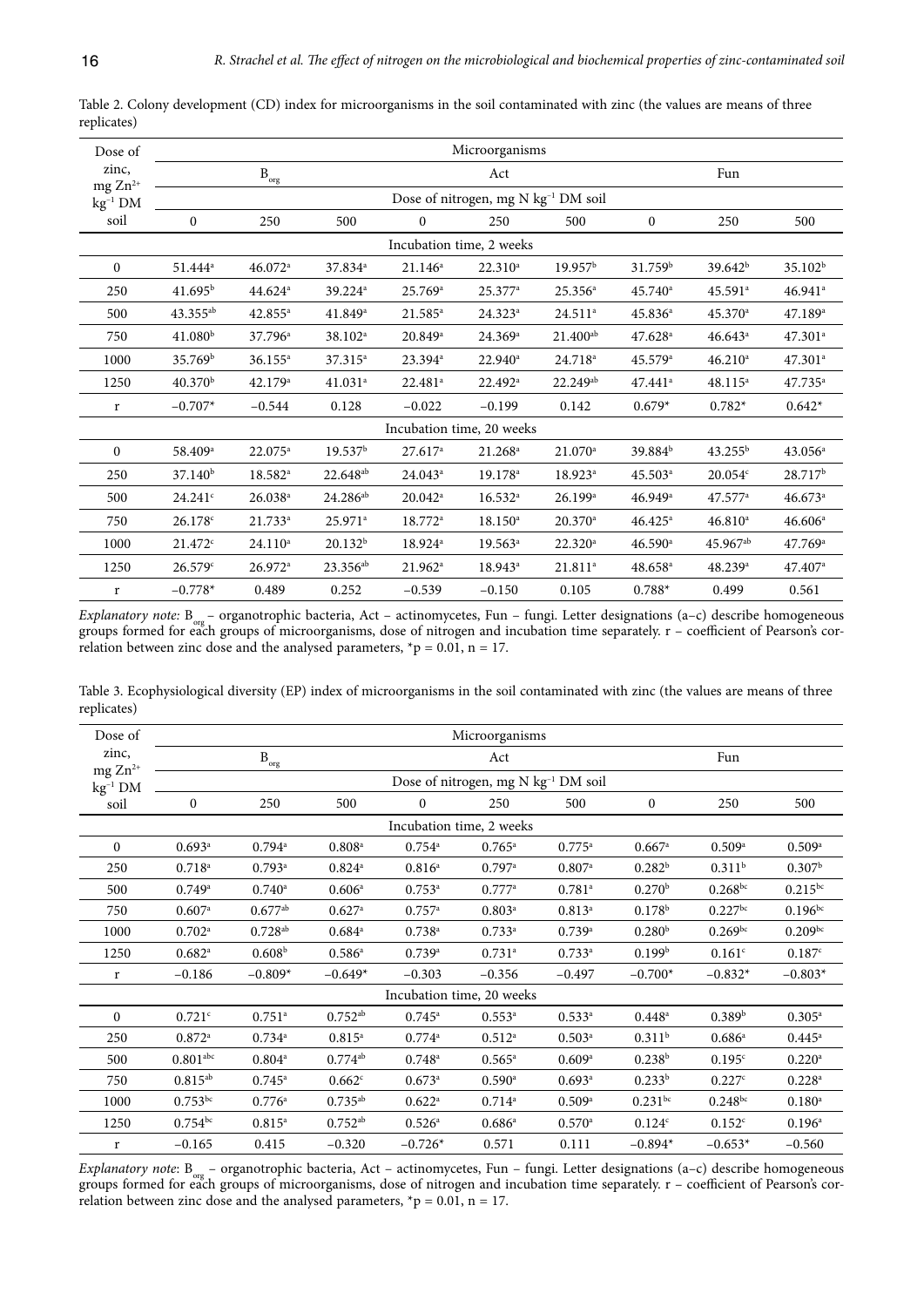Table 2. Colony development (CD) index for microorganisms in the soil contaminated with zinc (the values are means of three replicates)

| Dose of zinc, mg $Zn^{2+}$ $kg^{-1}$ DM soil | Microorganisms | | | | | | | | |
|---|---|---|---|---|---|---|---|---|---|
| | $B_{org}$ | | | Act | | | Fun | | |
| | Dose of nitrogen, mg N $kg^{-1}$ DM soil | | | | | | | | |
| | 0 | 250 | 500 | 0 | 250 | 500 | 0 | 250 | 500 |
| Incubation time, 2 weeks | | | | | | | | | |
| 0 | 51.444[a] | 46.072[a] | 37.834[a] | 21.146[a] | 22.310[a] | 19.957[b] | 31.759[b] | 39.642[b] | 35.102[b] |
| 250 | 41.695[b] | 44.624[a] | 39.224[a] | 25.769[a] | 25.377[a] | 25.356[a] | 45.740[a] | 45.591[a] | 46.941[a] |
| 500 | 43.355[ab] | 42.855[a] | 41.849[a] | 21.585[a] | 24.323[a] | 24.511[a] | 45.836[a] | 45.370[a] | 47.189[a] |
| 750 | 41.080[b] | 37.796[a] | 38.102[a] | 20.849[a] | 24.369[a] | 21.400[ab] | 47.628[a] | 46.643[a] | 47.301[a] |
| 1000 | 35.769[b] | 36.155[a] | 37.315[a] | 23.394[a] | 22.940[a] | 24.718[a] | 45.579[a] | 46.210[a] | 47.301[a] |
| 1250 | 40.370[b] | 42.179[a] | 41.031[a] | 22.481[a] | 22.492[a] | 22.249[ab] | 47.441[a] | 48.115[a] | 47.735[a] |
| r | −0.707* | −0.544 | 0.128 | −0.022 | −0.199 | 0.142 | 0.679* | 0.782* | 0.642* |
| Incubation time, 20 weeks | | | | | | | | | |
| 0 | 58.409[a] | 22.075[a] | 19.537[b] | 27.617[a] | 21.268[a] | 21.070[a] | 39.884[b] | 43.255[b] | 43.056[a] |
| 250 | 37.140[b] | 18.582[a] | 22.648[ab] | 24.043[a] | 19.178[a] | 18.923[a] | 45.503[a] | 20.054[c] | 28.717[b] |
| 500 | 24.241[c] | 26.038[a] | 24.286[ab] | 20.042[a] | 16.532[a] | 26.199[a] | 46.949[a] | 47.577[a] | 46.673[a] |
| 750 | 26.178[c] | 21.733[a] | 25.971[a] | 18.772[a] | 18.150[a] | 20.370[a] | 46.425[a] | 46.810[a] | 46.606[a] |
| 1000 | 21.472[c] | 24.110[a] | 20.132[b] | 18.924[a] | 19.563[a] | 22.320[a] | 46.590[a] | 45.967[ab] | 47.769[a] |
| 1250 | 26.579[c] | 26.972[a] | 23.356[ab] | 21.962[a] | 18.943[a] | 21.811[a] | 48.658[a] | 48.239[a] | 47.407[a] |
| r | −0.778* | 0.489 | 0.252 | −0.539 | −0.150 | 0.105 | 0.788* | 0.499 | 0.561 |

*Explanatory note:* $B_{org}$ – organotrophic bacteria, Act – actinomycetes, Fun – fungi. Letter designations (a–c) describe homogeneous groups formed for each groups of microorganisms, dose of nitrogen and incubation time separately. r – coefficient of Pearson's correlation between zinc dose and the analysed parameters, $^{*}p = 0.01$, $n = 17$.

Table 3. Ecophysiological diversity (EP) index of microorganisms in the soil contaminated with zinc (the values are means of three replicates)

| Dose of zinc, mg $Zn^{2+}$ $kg^{-1}$ DM soil | Microorganisms | | | | | | | | |
|---|---|---|---|---|---|---|---|---|---|
| | $B_{org}$ | | | Act | | | Fun | | |
| | Dose of nitrogen, mg N $kg^{-1}$ DM soil | | | | | | | | |
| | 0 | 250 | 500 | 0 | 250 | 500 | 0 | 250 | 500 |
| Incubation time, 2 weeks | | | | | | | | | |
| 0 | 0.693[a] | 0.794[a] | 0.808[a] | 0.754[a] | 0.765[a] | 0.775[a] | 0.667[a] | 0.509[a] | 0.509[a] |
| 250 | 0.718[a] | 0.793[a] | 0.824[a] | 0.816[a] | 0.797[a] | 0.807[a] | 0.282[b] | 0.311[b] | 0.307[b] |
| 500 | 0.749[a] | 0.740[a] | 0.606[a] | 0.753[a] | 0.777[a] | 0.781[a] | 0.270[b] | 0.268[bc] | 0.215[bc] |
| 750 | 0.607[a] | 0.677[ab] | 0.627[a] | 0.757[a] | 0.803[a] | 0.813[a] | 0.178[b] | 0.227[bc] | 0.196[bc] |
| 1000 | 0.702[a] | 0.728[ab] | 0.684[a] | 0.738[a] | 0.733[a] | 0.739[a] | 0.280[b] | 0.269[bc] | 0.209[bc] |
| 1250 | 0.682[a] | 0.608[b] | 0.586[a] | 0.739[a] | 0.731[a] | 0.733[a] | 0.199[b] | 0.161[c] | 0.187[c] |
| r | −0.186 | −0.809* | −0.649* | −0.303 | −0.356 | −0.497 | −0.700* | −0.832* | −0.803* |
| Incubation time, 20 weeks | | | | | | | | | |
| 0 | 0.721[c] | 0.751[a] | 0.752[ab] | 0.745[a] | 0.553[a] | 0.533[a] | 0.448[a] | 0.389[b] | 0.305[a] |
| 250 | 0.872[a] | 0.734[a] | 0.815[a] | 0.774[a] | 0.512[a] | 0.503[a] | 0.311[b] | 0.686[a] | 0.445[a] |
| 500 | 0.801[abc] | 0.804[a] | 0.774[ab] | 0.748[a] | 0.565[a] | 0.609[a] | 0.238[b] | 0.195[c] | 0.220[a] |
| 750 | 0.815[ab] | 0.745[a] | 0.662[c] | 0.673[a] | 0.590[a] | 0.693[a] | 0.233[b] | 0.227[c] | 0.228[a] |
| 1000 | 0.753[bc] | 0.776[a] | 0.735[ab] | 0.622[a] | 0.714[a] | 0.509[a] | 0.231[bc] | 0.248[bc] | 0.180[a] |
| 1250 | 0.754[bc] | 0.815[a] | 0.752[ab] | 0.526[a] | 0.686[a] | 0.570[a] | 0.124[c] | 0.152[c] | 0.196[a] |
| r | −0.165 | 0.415 | −0.320 | −0.726* | 0.571 | 0.111 | −0.894* | −0.653* | −0.560 |

*Explanatory note*: $B_{org}$ – organotrophic bacteria, Act – actinomycetes, Fun – fungi. Letter designations (a–c) describe homogeneous groups formed for each groups of microorganisms, dose of nitrogen and incubation time separately. r – coefficient of Pearson's correlation between zinc dose and the analysed parameters, $^{*}p = 0.01$, $n = 17$.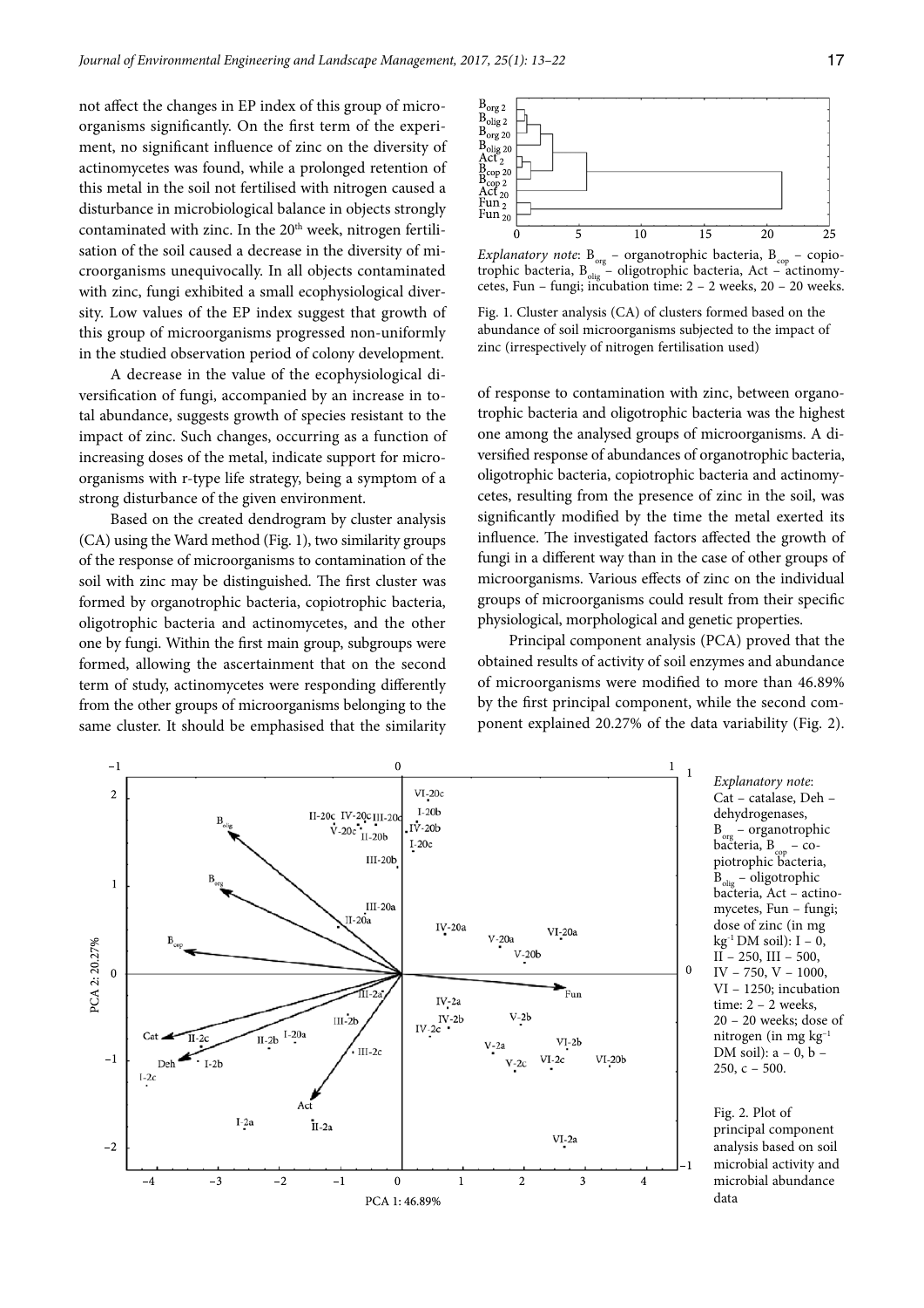not affect the changes in EP index of this group of microorganisms significantly. On the first term of the experiment, no significant influence of zinc on the diversity of actinomycetes was found, while a prolonged retention of this metal in the soil not fertilised with nitrogen caused a disturbance in microbiological balance in objects strongly contaminated with zinc. In the 20th week, nitrogen fertilisation of the soil caused a decrease in the diversity of microorganisms unequivocally. In all objects contaminated with zinc, fungi exhibited a small ecophysiological diversity. Low values of the EP index suggest that growth of this group of microorganisms progressed non-uniformly in the studied observation period of colony development.

A decrease in the value of the ecophysiological diversification of fungi, accompanied by an increase in total abundance, suggests growth of species resistant to the impact of zinc. Such changes, occurring as a function of increasing doses of the metal, indicate support for microorganisms with r-type life strategy, being a symptom of a strong disturbance of the given environment.

Based on the created dendrogram by cluster analysis (CA) using the Ward method (Fig. 1), two similarity groups of the response of microorganisms to contamination of the soil with zinc may be distinguished. The first cluster was formed by organotrophic bacteria, copiotrophic bacteria, oligotrophic bacteria and actinomycetes, and the other one by fungi. Within the first main group, subgroups were formed, allowing the ascertainment that on the second term of study, actinomycetes were responding differently from the other groups of microorganisms belonging to the same cluster. It should be emphasised that the similarity of response to contamination with zinc, between organotrophic bacteria and oligotrophic bacteria was the highest one among the analysed groups of microorganisms. A diversified response of abundances of organotrophic bacteria, oligotrophic bacteria, copiotrophic bacteria and actinomycetes, resulting from the presence of zinc in the soil, was significantly modified by the time the metal exerted its influence. The investigated factors affected the growth of fungi in a different way than in the case of other groups of microorganisms. Various effects of zinc on the individual groups of microorganisms could result from their specific physiological, morphological and genetic properties.

*Explanatory note*: $B_{org}$ – organotrophic bacteria, $B_{cop}$ – copiotrophic bacteria, $B_{olig}$ – oligotrophic bacteria, Act – actinomycetes, Fun – fungi; incubation time: 2 – 2 weeks, 20 – 20 weeks.

Fig. 1. Cluster analysis (CA) of clusters formed based on the abundance of soil microorganisms subjected to the impact of zinc (irrespectively of nitrogen fertilisation used)

Principal component analysis (PCA) proved that the obtained results of activity of soil enzymes and abundance of microorganisms were modified to more than 46.89% by the first principal component, while the second component explained 20.27% of the data variability (Fig. 2).

*Explanatory note*: Cat – catalase, Deh – dehydrogenases, $B_{org}$ – organotrophic bacteria, $B_{cop}$ – copiotrophic bacteria, $B_{olig}$ – oligotrophic bacteria, Act – actinomycetes, Fun – fungi; dose of zinc (in mg $kg^{-1}$ DM soil): I – 0, II – 250, III – 500, IV – 750, V – 1000, VI – 1250; incubation time: 2 – 2 weeks, 20 – 20 weeks; dose of nitrogen (in mg $kg^{-1}$ DM soil): a – 0, b – 250, c – 500.

Fig. 2. Plot of principal component analysis based on soil microbial activity and microbial abundance data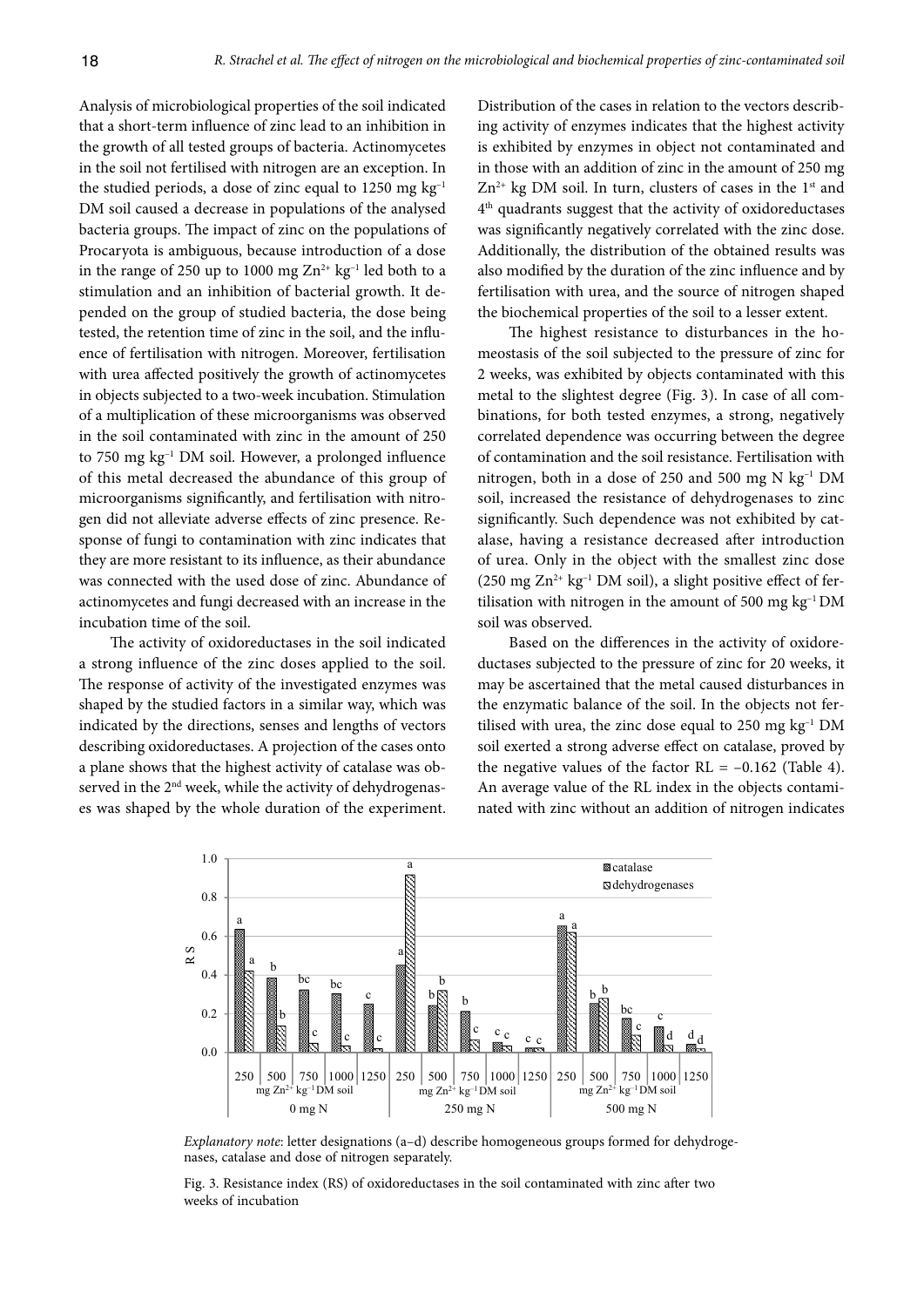Analysis of microbiological properties of the soil indicated that a short-term influence of zinc lead to an inhibition in the growth of all tested groups of bacteria. Actinomycetes in the soil not fertilised with nitrogen are an exception. In the studied periods, a dose of zinc equal to 1250 mg kg$^{-1}$ DM soil caused a decrease in populations of the analysed bacteria groups. The impact of zinc on the populations of Procaryota is ambiguous, because introduction of a dose in the range of 250 up to 1000 mg $Zn^{2+}$ kg$^{-1}$ led both to a stimulation and an inhibition of bacterial growth. It depended on the group of studied bacteria, the dose being tested, the retention time of zinc in the soil, and the influence of fertilisation with nitrogen. Moreover, fertilisation with urea affected positively the growth of actinomycetes in objects subjected to a two-week incubation. Stimulation of a multiplication of these microorganisms was observed in the soil contaminated with zinc in the amount of 250 to 750 mg kg$^{-1}$ DM soil. However, a prolonged influence of this metal decreased the abundance of this group of microorganisms significantly, and fertilisation with nitrogen did not alleviate adverse effects of zinc presence. Response of fungi to contamination with zinc indicates that they are more resistant to its influence, as their abundance was connected with the used dose of zinc. Abundance of actinomycetes and fungi decreased with an increase in the incubation time of the soil.

The activity of oxidoreductases in the soil indicated a strong influence of the zinc doses applied to the soil. The response of activity of the investigated enzymes was shaped by the studied factors in a similar way, which was indicated by the directions, senses and lengths of vectors describing oxidoreductases. A projection of the cases onto a plane shows that the highest activity of catalase was observed in the 2[nd] week, while the activity of dehydrogenases was shaped by the whole duration of the experiment. Distribution of the cases in relation to the vectors describing activity of enzymes indicates that the highest activity is exhibited by enzymes in object not contaminated and in those with an addition of zinc in the amount of 250 mg $Zn^{2+}$ kg DM soil. In turn, clusters of cases in the 1[st] and 4[th] quadrants suggest that the activity of oxidoreductases was significantly negatively correlated with the zinc dose. Additionally, the distribution of the obtained results was also modified by the duration of the zinc influence and by fertilisation with urea, and the source of nitrogen shaped the biochemical properties of the soil to a lesser extent.

The highest resistance to disturbances in the homeostasis of the soil subjected to the pressure of zinc for 2 weeks, was exhibited by objects contaminated with this metal to the slightest degree (Fig. 3). In case of all combinations, for both tested enzymes, a strong, negatively correlated dependence was occurring between the degree of contamination and the soil resistance. Fertilisation with nitrogen, both in a dose of 250 and 500 mg N kg$^{-1}$ DM soil, increased the resistance of dehydrogenases to zinc significantly. Such dependence was not exhibited by catalase, having a resistance decreased after introduction of urea. Only in the object with the smallest zinc dose (250 mg $Zn^{2+}$ kg$^{-1}$ DM soil), a slight positive effect of fertilisation with nitrogen in the amount of 500 mg kg$^{-1}$ DM soil was observed.

Based on the differences in the activity of oxidoreductases subjected to the pressure of zinc for 20 weeks, it may be ascertained that the metal caused disturbances in the enzymatic balance of the soil. In the objects not fertilised with urea, the zinc dose equal to 250 mg kg$^{-1}$ DM soil exerted a strong adverse effect on catalase, proved by the negative values of the factor RL = −0.162 (Table 4). An average value of the RL index in the objects contaminated with zinc without an addition of nitrogen indicates

*Explanatory note*: letter designations (a–d) describe homogeneous groups formed for dehydrogenases, catalase and dose of nitrogen separately.

Fig. 3. Resistance index (RS) of oxidoreductases in the soil contaminated with zinc after two weeks of incubation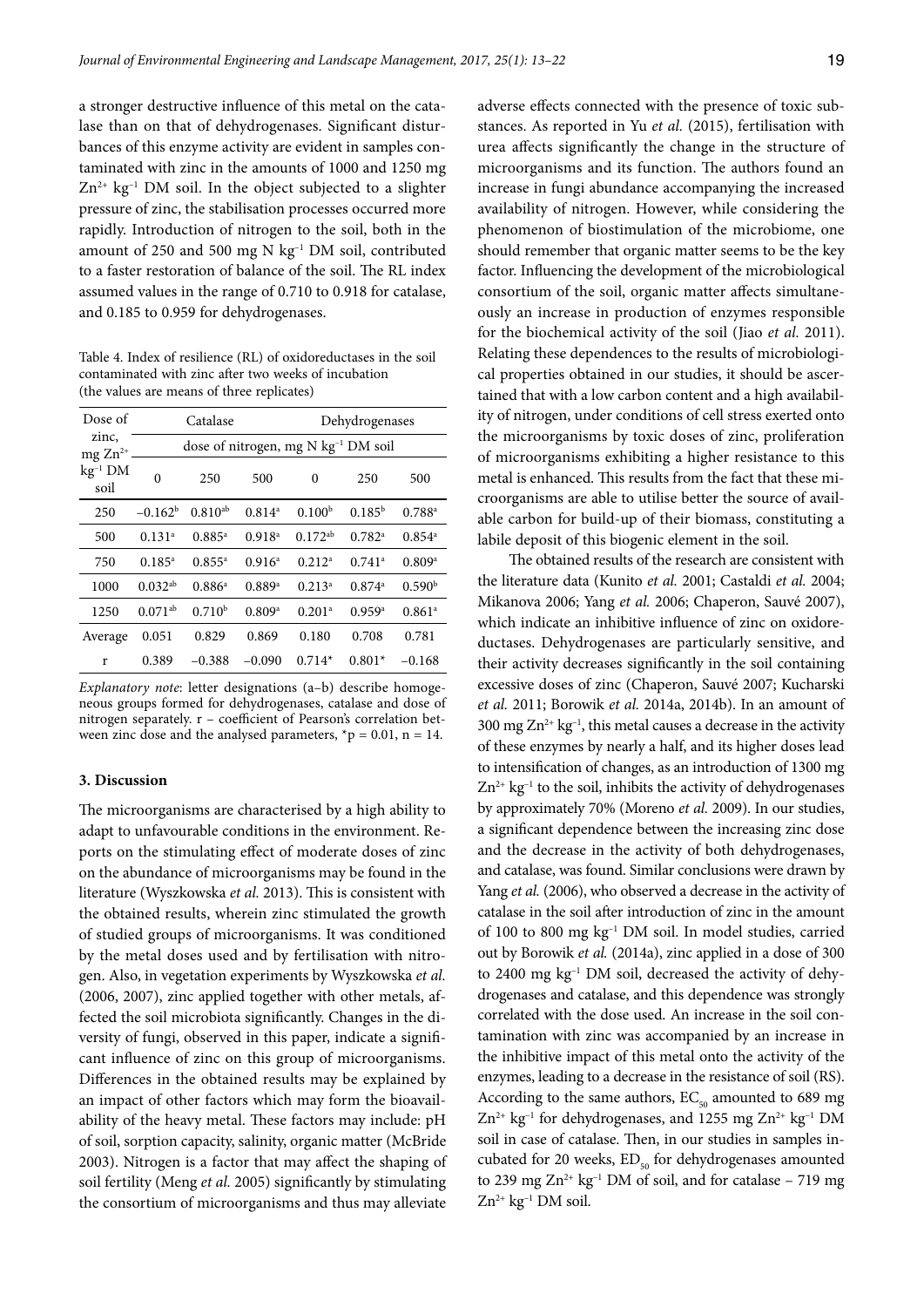a stronger destructive influence of this metal on the catalase than on that of dehydrogenases. Significant disturbances of this enzyme activity are evident in samples contaminated with zinc in the amounts of 1000 and 1250 mg $Zn^{2+}$ $kg^{-1}$ DM soil. In the object subjected to a slighter pressure of zinc, the stabilisation processes occurred more rapidly. Introduction of nitrogen to the soil, both in the amount of 250 and 500 mg N $kg^{-1}$ DM soil, contributed to a faster restoration of balance of the soil. The RL index assumed values in the range of 0.710 to 0.918 for catalase, and 0.185 to 0.959 for dehydrogenases.

Table 4. Index of resilience (RL) of oxidoreductases in the soil contaminated with zinc after two weeks of incubation (the values are means of three replicates)

| Dose of zinc, mg $Zn^{2+}$ $kg^{-1}$ DM soil | Catalase | | | Dehydrogenases | | |
|---|---|---|---|---|---|---|
| | dose of nitrogen, mg N $kg^{-1}$ DM soil | | | | | |
| | 0 | 250 | 500 | 0 | 250 | 500 |
| 250 | $-0.162^{b}$ | $0.810^{ab}$ | $0.814^{a}$ | $0.100^{b}$ | $0.185^{b}$ | $0.788^{a}$ |
| 500 | $0.131^{a}$ | $0.885^{a}$ | $0.918^{a}$ | $0.172^{ab}$ | $0.782^{a}$ | $0.854^{a}$ |
| 750 | $0.185^{a}$ | $0.855^{a}$ | $0.916^{a}$ | $0.212^{a}$ | $0.741^{a}$ | $0.809^{a}$ |
| 1000 | $0.032^{ab}$ | $0.886^{a}$ | $0.889^{a}$ | $0.213^{a}$ | $0.874^{a}$ | $0.590^{b}$ |
| 1250 | $0.071^{ab}$ | $0.710^{b}$ | $0.809^{a}$ | $0.201^{a}$ | $0.959^{a}$ | $0.861^{a}$ |
| Average | 0.051 | 0.829 | 0.869 | 0.180 | 0.708 | 0.781 |
| r | 0.389 | −0.388 | −0.090 | 0.714* | 0.801* | −0.168 |

*Explanatory note*: letter designations (a–b) describe homogeneous groups formed for dehydrogenases, catalase and dose of nitrogen separately. r – coefficient of Pearson's correlation between zinc dose and the analysed parameters, $^{*}p = 0.01$, $n = 14$.

### 3. Discussion

The microorganisms are characterised by a high ability to adapt to unfavourable conditions in the environment. Reports on the stimulating effect of moderate doses of zinc on the abundance of microorganisms may be found in the literature (Wyszkowska *et al.* 2013). This is consistent with the obtained results, wherein zinc stimulated the growth of studied groups of microorganisms. It was conditioned by the metal doses used and by fertilisation with nitrogen. Also, in vegetation experiments by Wyszkowska *et al.* (2006, 2007), zinc applied together with other metals, affected the soil microbiota significantly. Changes in the diversity of fungi, observed in this paper, indicate a significant influence of zinc on this group of microorganisms. Differences in the obtained results may be explained by an impact of other factors which may form the bioavailability of the heavy metal. These factors may include: pH of soil, sorption capacity, salinity, organic matter (McBride 2003). Nitrogen is a factor that may affect the shaping of soil fertility (Meng *et al.* 2005) significantly by stimulating the consortium of microorganisms and thus may alleviate adverse effects connected with the presence of toxic substances. As reported in Yu *et al.* (2015), fertilisation with urea affects significantly the change in the structure of microorganisms and its function. The authors found an increase in fungi abundance accompanying the increased availability of nitrogen. However, while considering the phenomenon of biostimulation of the microbiome, one should remember that organic matter seems to be the key factor. Influencing the development of the microbiological consortium of the soil, organic matter affects simultaneously an increase in production of enzymes responsible for the biochemical activity of the soil (Jiao *et al.* 2011). Relating these dependences to the results of microbiological properties obtained in our studies, it should be ascertained that with a low carbon content and a high availability of nitrogen, under conditions of cell stress exerted onto the microorganisms by toxic doses of zinc, proliferation of microorganisms exhibiting a higher resistance to this metal is enhanced. This results from the fact that these microorganisms are able to utilise better the source of available carbon for build-up of their biomass, constituting a labile deposit of this biogenic element in the soil.

The obtained results of the research are consistent with the literature data (Kunito *et al.* 2001; Castaldi *et al.* 2004; Mikanova 2006; Yang *et al.* 2006; Chaperon, Sauvé 2007), which indicate an inhibitive influence of zinc on oxidoreductases. Dehydrogenases are particularly sensitive, and their activity decreases significantly in the soil containing excessive doses of zinc (Chaperon, Sauvé 2007; Kucharski *et al.* 2011; Borowik *et al.* 2014a, 2014b). In an amount of 300 mg $Zn^{2+}$ $kg^{-1}$, this metal causes a decrease in the activity of these enzymes by nearly a half, and its higher doses lead to intensification of changes, as an introduction of 1300 mg $Zn^{2+}$ $kg^{-1}$ to the soil, inhibits the activity of dehydrogenases by approximately 70% (Moreno *et al.* 2009). In our studies, a significant dependence between the increasing zinc dose and the decrease in the activity of both dehydrogenases, and catalase, was found. Similar conclusions were drawn by Yang *et al.* (2006), who observed a decrease in the activity of catalase in the soil after introduction of zinc in the amount of 100 to 800 mg $kg^{-1}$ DM soil. In model studies, carried out by Borowik *et al.* (2014a), zinc applied in a dose of 300 to 2400 mg $kg^{-1}$ DM soil, decreased the activity of dehydrogenases and catalase, and this dependence was strongly correlated with the dose used. An increase in the soil contamination with zinc was accompanied by an increase in the inhibitive impact of this metal onto the activity of the enzymes, leading to a decrease in the resistance of soil (RS). According to the same authors, $EC_{50}$ amounted to 689 mg $Zn^{2+}$ $kg^{-1}$ for dehydrogenases, and 1255 mg $Zn^{2+}$ $kg^{-1}$ DM soil in case of catalase. Then, in our studies in samples incubated for 20 weeks, $ED_{50}$ for dehydrogenases amounted to 239 mg $Zn^{2+}$ $kg^{-1}$ DM of soil, and for catalase – 719 mg $Zn^{2+}$ $kg^{-1}$ DM soil.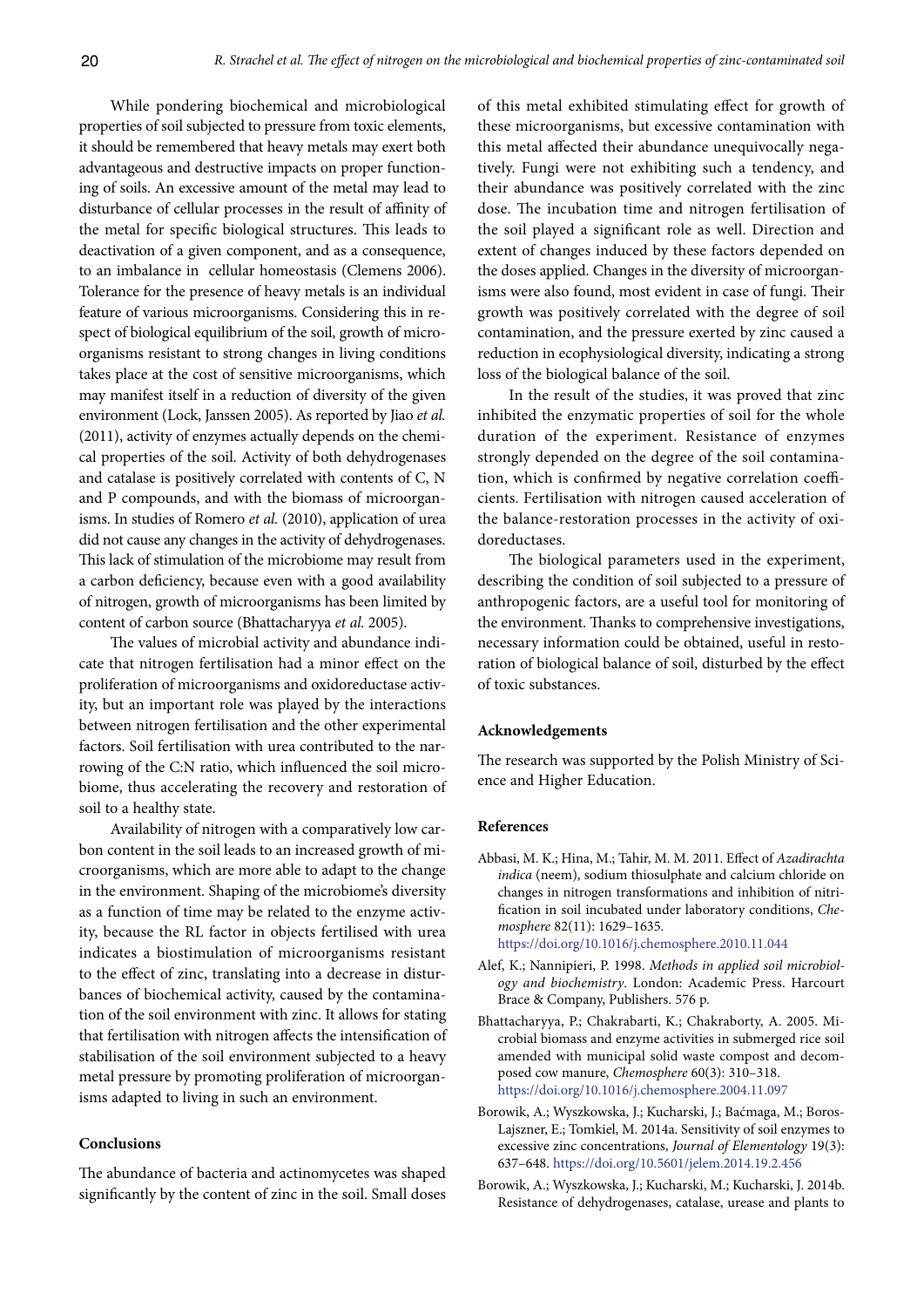While pondering biochemical and microbiological properties of soil subjected to pressure from toxic elements, it should be remembered that heavy metals may exert both advantageous and destructive impacts on proper functioning of soils. An excessive amount of the metal may lead to disturbance of cellular processes in the result of affinity of the metal for specific biological structures. This leads to deactivation of a given component, and as a consequence, to an imbalance in cellular homeostasis (Clemens 2006). Tolerance for the presence of heavy metals is an individual feature of various microorganisms. Considering this in respect of biological equilibrium of the soil, growth of microorganisms resistant to strong changes in living conditions takes place at the cost of sensitive microorganisms, which may manifest itself in a reduction of diversity of the given environment (Lock, Janssen 2005). As reported by Jiao *et al.* (2011), activity of enzymes actually depends on the chemical properties of the soil. Activity of both dehydrogenases and catalase is positively correlated with contents of C, N and P compounds, and with the biomass of microorganisms. In studies of Romero *et al.* (2010), application of urea did not cause any changes in the activity of dehydrogenases. This lack of stimulation of the microbiome may result from a carbon deficiency, because even with a good availability of nitrogen, growth of microorganisms has been limited by content of carbon source (Bhattacharyya *et al.* 2005).

The values of microbial activity and abundance indicate that nitrogen fertilisation had a minor effect on the proliferation of microorganisms and oxidoreductase activity, but an important role was played by the interactions between nitrogen fertilisation and the other experimental factors. Soil fertilisation with urea contributed to the narrowing of the C:N ratio, which influenced the soil microbiome, thus accelerating the recovery and restoration of soil to a healthy state.

Availability of nitrogen with a comparatively low carbon content in the soil leads to an increased growth of microorganisms, which are more able to adapt to the change in the environment. Shaping of the microbiome's diversity as a function of time may be related to the enzyme activity, because the RL factor in objects fertilised with urea indicates a biostimulation of microorganisms resistant to the effect of zinc, translating into a decrease in disturbances of biochemical activity, caused by the contamination of the soil environment with zinc. It allows for stating that fertilisation with nitrogen affects the intensification of stabilisation of the soil environment subjected to a heavy metal pressure by promoting proliferation of microorganisms adapted to living in such an environment.

## Conclusions

The abundance of bacteria and actinomycetes was shaped significantly by the content of zinc in the soil. Small doses of this metal exhibited stimulating effect for growth of these microorganisms, but excessive contamination with this metal affected their abundance unequivocally negatively. Fungi were not exhibiting such a tendency, and their abundance was positively correlated with the zinc dose. The incubation time and nitrogen fertilisation of the soil played a significant role as well. Direction and extent of changes induced by these factors depended on the doses applied. Changes in the diversity of microorganisms were also found, most evident in case of fungi. Their growth was positively correlated with the degree of soil contamination, and the pressure exerted by zinc caused a reduction in ecophysiological diversity, indicating a strong loss of the biological balance of the soil.

In the result of the studies, it was proved that zinc inhibited the enzymatic properties of soil for the whole duration of the experiment. Resistance of enzymes strongly depended on the degree of the soil contamination, which is confirmed by negative correlation coefficients. Fertilisation with nitrogen caused acceleration of the balance-restoration processes in the activity of oxidoreductases.

The biological parameters used in the experiment, describing the condition of soil subjected to a pressure of anthropogenic factors, are a useful tool for monitoring of the environment. Thanks to comprehensive investigations, necessary information could be obtained, useful in restoration of biological balance of soil, disturbed by the effect of toxic substances.

## Acknowledgements

The research was supported by the Polish Ministry of Science and Higher Education.

## References

Abbasi, M. K.; Hina, M.; Tahir, M. M. 2011. Effect of *Azadirachta indica* (neem), sodium thiosulphate and calcium chloride on changes in nitrogen transformations and inhibition of nitrification in soil incubated under laboratory conditions, *Chemosphere* 82(11): 1629–1635. https://doi.org/10.1016/j.chemosphere.2010.11.044

Alef, K.; Nannipieri, P. 1998. *Methods in applied soil microbiology and biochemistry*. London: Academic Press. Harcourt Brace & Company, Publishers. 576 p.

Bhattacharyya, P.; Chakrabarti, K.; Chakraborty, A. 2005. Microbial biomass and enzyme activities in submerged rice soil amended with municipal solid waste compost and decomposed cow manure, *Chemosphere* 60(3): 310–318. https://doi.org/10.1016/j.chemosphere.2004.11.097

Borowik, A.; Wyszkowska, J.; Kucharski, J.; Baćmaga, M.; Boros-Lajszner, E.; Tomkiel, M. 2014a. Sensitivity of soil enzymes to excessive zinc concentrations, *Journal of Elementology* 19(3): 637–648. https://doi.org/10.5601/jelem.2014.19.2.456

Borowik, A.; Wyszkowska, J.; Kucharski, M.; Kucharski, J. 2014b. Resistance of dehydrogenases, catalase, urease and plants to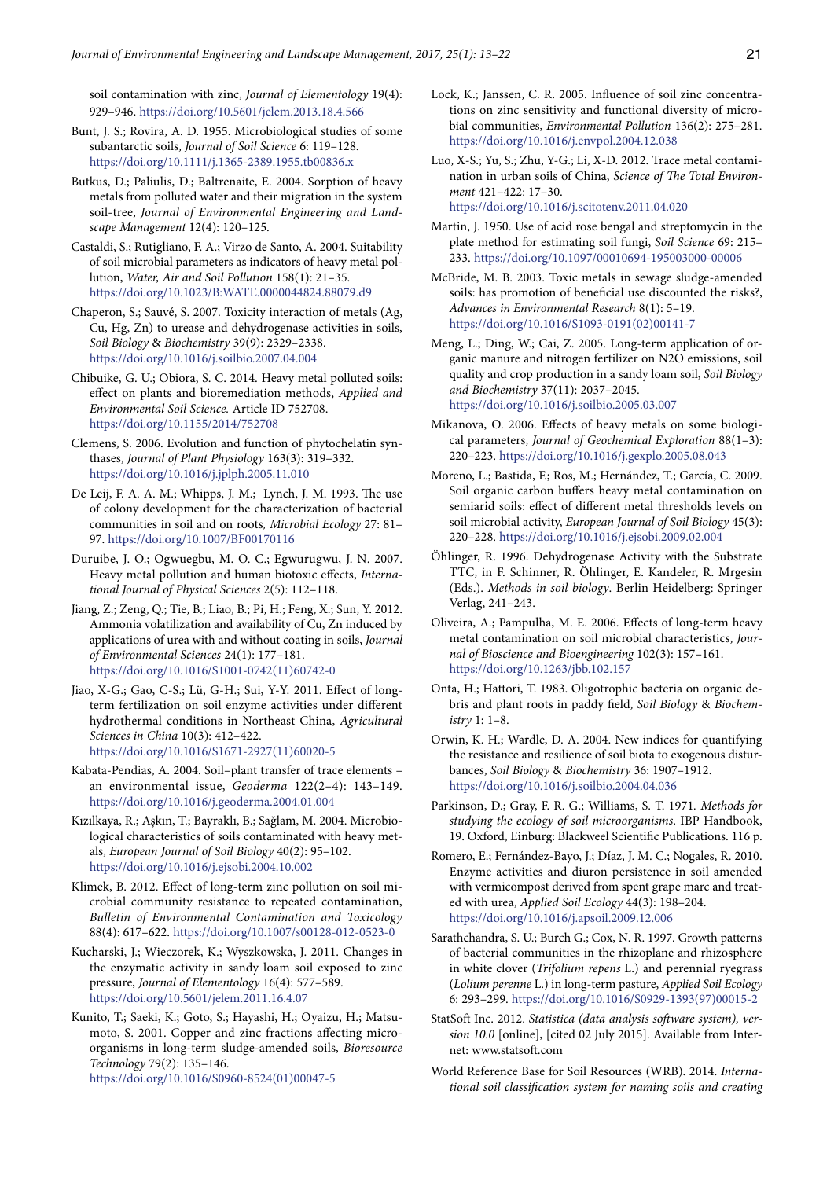soil contamination with zinc, *Journal of Elementology* 19(4): 929–946. https://doi.org/10.5601/jelem.2013.18.4.566

Bunt, J. S.; Rovira, A. D. 1955. Microbiological studies of some subantarctic soils, *Journal of Soil Science* 6: 119–128. https://doi.org/10.1111/j.1365-2389.1955.tb00836.x

Butkus, D.; Paliulis, D.; Baltrenaite, E. 2004. Sorption of heavy metals from polluted water and their migration in the system soil-tree, *Journal of Environmental Engineering and Landscape Management* 12(4): 120–125.

Castaldi, S.; Rutigliano, F. A.; Virzo de Santo, A. 2004. Suitability of soil microbial parameters as indicators of heavy metal pollution, *Water, Air and Soil Pollution* 158(1): 21–35. https://doi.org/10.1023/B:WATE.0000044824.88079.d9

Chaperon, S.; Sauvé, S. 2007. Toxicity interaction of metals (Ag, Cu, Hg, Zn) to urease and dehydrogenase activities in soils, *Soil Biology & Biochemistry* 39(9): 2329–2338. https://doi.org/10.1016/j.soilbio.2007.04.004

Chibuike, G. U.; Obiora, S. C. 2014. Heavy metal polluted soils: effect on plants and bioremediation methods, *Applied and Environmental Soil Science.* Article ID 752708. https://doi.org/10.1155/2014/752708

Clemens, S. 2006. Evolution and function of phytochelatin synthases, *Journal of Plant Physiology* 163(3): 319–332. https://doi.org/10.1016/j.jplph.2005.11.010

De Leij, F. A. A. M.; Whipps, J. M.; Lynch, J. M. 1993. The use of colony development for the characterization of bacterial communities in soil and on roots, *Microbial Ecology* 27: 81–97. https://doi.org/10.1007/BF00170116

Duruibe, J. O.; Ogwuegbu, M. O. C.; Egwurugwu, J. N. 2007. Heavy metal pollution and human biotoxic effects, *International Journal of Physical Sciences* 2(5): 112–118.

Jiang, Z.; Zeng, Q.; Tie, B.; Liao, B.; Pi, H.; Feng, X.; Sun, Y. 2012. Ammonia volatilization and availability of Cu, Zn induced by applications of urea with and without coating in soils, *Journal of Environmental Sciences* 24(1): 177–181. https://doi.org/10.1016/S1001-0742(11)60742-0

Jiao, X-G.; Gao, C-S.; Lü, G-H.; Sui, Y-Y. 2011. Effect of long-term fertilization on soil enzyme activities under different hydrothermal conditions in Northeast China, *Agricultural Sciences in China* 10(3): 412–422. https://doi.org/10.1016/S1671-2927(11)60020-5

Kabata-Pendias, A. 2004. Soil–plant transfer of trace elements – an environmental issue, *Geoderma* 122(2–4): 143–149. https://doi.org/10.1016/j.geoderma.2004.01.004

Kızılkaya, R.; Aşkın, T.; Bayraklı, B.; Sağlam, M. 2004. Microbiological characteristics of soils contaminated with heavy metals, *European Journal of Soil Biology* 40(2): 95–102. https://doi.org/10.1016/j.ejsobi.2004.10.002

Klimek, B. 2012. Effect of long-term zinc pollution on soil microbial community resistance to repeated contamination, *Bulletin of Environmental Contamination and Toxicology* 88(4): 617–622. https://doi.org/10.1007/s00128-012-0523-0

Kucharski, J.; Wieczorek, K.; Wyszkowska, J. 2011. Changes in the enzymatic activity in sandy loam soil exposed to zinc pressure, *Journal of Elementology* 16(4): 577–589. https://doi.org/10.5601/jelem.2011.16.4.07

Kunito, T.; Saeki, K.; Goto, S.; Hayashi, H.; Oyaizu, H.; Matsumoto, S. 2001. Copper and zinc fractions affecting microorganisms in long-term sludge-amended soils, *Bioresource Technology* 79(2): 135–146. https://doi.org/10.1016/S0960-8524(01)00047-5

Lock, K.; Janssen, C. R. 2005. Influence of soil zinc concentrations on zinc sensitivity and functional diversity of microbial communities, *Environmental Pollution* 136(2): 275–281. https://doi.org/10.1016/j.envpol.2004.12.038

Luo, X-S.; Yu, S.; Zhu, Y-G.; Li, X-D. 2012. Trace metal contamination in urban soils of China, *Science of The Total Environment* 421–422: 17–30. https://doi.org/10.1016/j.scitotenv.2011.04.020

Martin, J. 1950. Use of acid rose bengal and streptomycin in the plate method for estimating soil fungi, *Soil Science* 69: 215–233. https://doi.org/10.1097/00010694-195003000-00006

McBride, M. B. 2003. Toxic metals in sewage sludge-amended soils: has promotion of beneficial use discounted the risks?, *Advances in Environmental Research* 8(1): 5–19. https://doi.org/10.1016/S1093-0191(02)00141-7

Meng, L.; Ding, W.; Cai, Z. 2005. Long-term application of organic manure and nitrogen fertilizer on N2O emissions, soil quality and crop production in a sandy loam soil, *Soil Biology and Biochemistry* 37(11): 2037–2045. https://doi.org/10.1016/j.soilbio.2005.03.007

Mikanova, O. 2006. Effects of heavy metals on some biological parameters, *Journal of Geochemical Exploration* 88(1–3): 220–223. https://doi.org/10.1016/j.gexplo.2005.08.043

Moreno, L.; Bastida, F.; Ros, M.; Hernández, T.; García, C. 2009. Soil organic carbon buffers heavy metal contamination on semiarid soils: effect of different metal thresholds levels on soil microbial activity, *European Journal of Soil Biology* 45(3): 220–228. https://doi.org/10.1016/j.ejsobi.2009.02.004

Öhlinger, R. 1996. Dehydrogenase Activity with the Substrate TTC, in F. Schinner, R. Öhlinger, E. Kandeler, R. Mrgesin (Eds.). *Methods in soil biology*. Berlin Heidelberg: Springer Verlag, 241–243.

Oliveira, A.; Pampulha, M. E. 2006. Effects of long-term heavy metal contamination on soil microbial characteristics, *Journal of Bioscience and Bioengineering* 102(3): 157–161. https://doi.org/10.1263/jbb.102.157

Onta, H.; Hattori, T. 1983. Oligotrophic bacteria on organic debris and plant roots in paddy field, *Soil Biology & Biochemistry* 1: 1–8.

Orwin, K. H.; Wardle, D. A. 2004. New indices for quantifying the resistance and resilience of soil biota to exogenous disturbances, *Soil Biology & Biochemistry* 36: 1907–1912. https://doi.org/10.1016/j.soilbio.2004.04.036

Parkinson, D.; Gray, F. R. G.; Williams, S. T. 1971. *Methods for studying the ecology of soil microorganisms*. IBP Handbook, 19. Oxford, Einburg: Blackweel Scientific Publications. 116 p.

Romero, E.; Fernández-Bayo, J.; Díaz, J. M. C.; Nogales, R. 2010. Enzyme activities and diuron persistence in soil amended with vermicompost derived from spent grape marc and treated with urea, *Applied Soil Ecology* 44(3): 198–204. https://doi.org/10.1016/j.apsoil.2009.12.006

Sarathchandra, S. U.; Burch G.; Cox, N. R. 1997. Growth patterns of bacterial communities in the rhizoplane and rhizosphere in white clover (*Trifolium repens* L.) and perennial ryegrass (*Lolium perenne* L.) in long-term pasture, *Applied Soil Ecology* 6: 293–299. https://doi.org/10.1016/S0929-1393(97)00015-2

StatSoft Inc. 2012. *Statistica (data analysis software system), version 10.0* [online], [cited 02 July 2015]. Available from Internet: www.statsoft.com

World Reference Base for Soil Resources (WRB). 2014. *International soil classification system for naming soils and creating*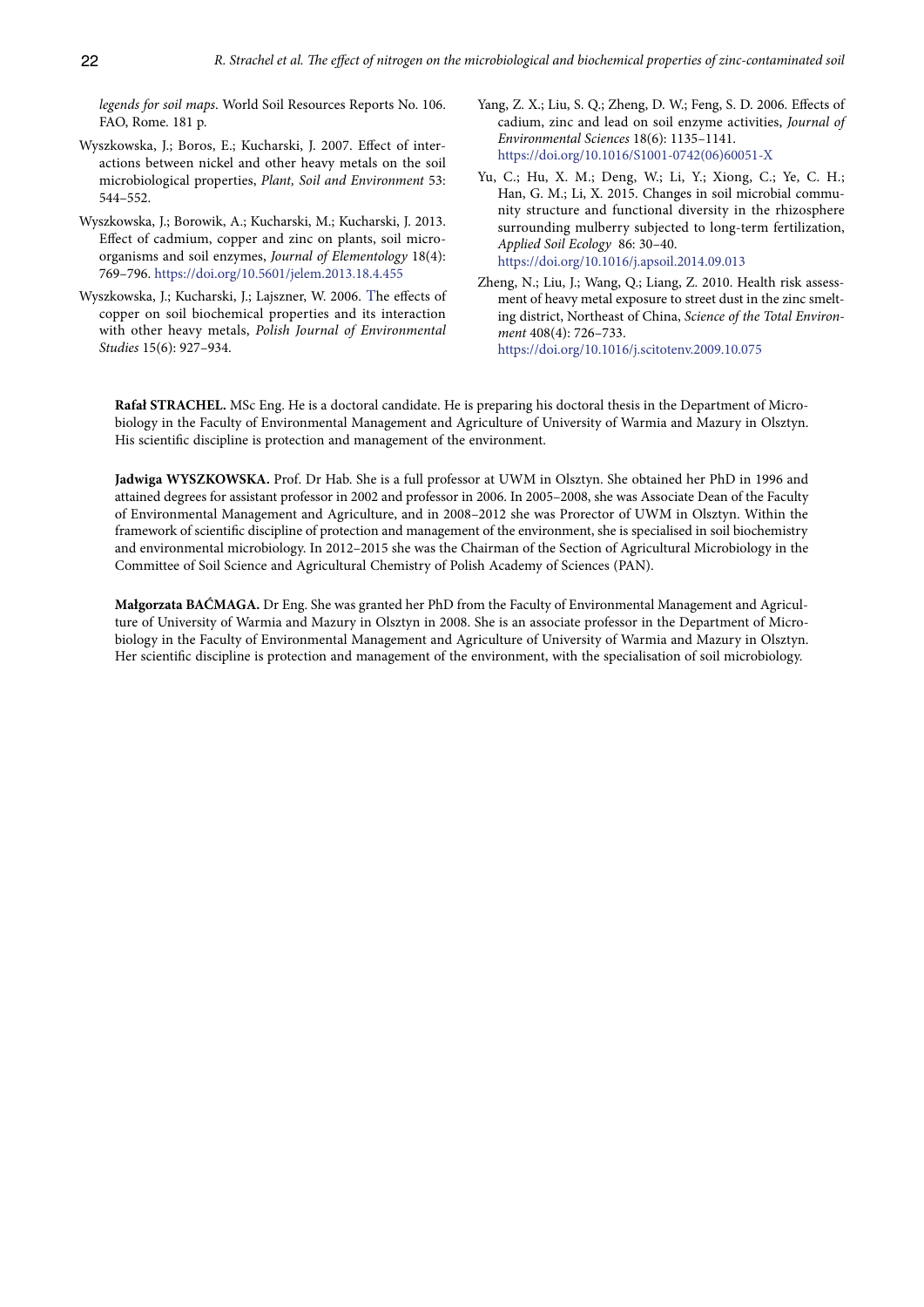*legends for soil maps*. World Soil Resources Reports No. 106. FAO, Rome. 181 p.

Wyszkowska, J.; Boros, E.; Kucharski, J. 2007. Effect of interactions between nickel and other heavy metals on the soil microbiological properties, *Plant, Soil and Environment* 53: 544–552.

Wyszkowska, J.; Borowik, A.; Kucharski, M.; Kucharski, J. 2013. Effect of cadmium, copper and zinc on plants, soil microorganisms and soil enzymes, *Journal of Elementology* 18(4): 769–796. https://doi.org/10.5601/jelem.2013.18.4.455

Wyszkowska, J.; Kucharski, J.; Lajszner, W. 2006. The effects of copper on soil biochemical properties and its interaction with other heavy metals, *Polish Journal of Environmental Studies* 15(6): 927–934.

Yang, Z. X.; Liu, S. Q.; Zheng, D. W.; Feng, S. D. 2006. Effects of cadium, zinc and lead on soil enzyme activities, *Journal of Environmental Sciences* 18(6): 1135–1141. https://doi.org/10.1016/S1001-0742(06)60051-X

Yu, C.; Hu, X. M.; Deng, W.; Li, Y.; Xiong, C.; Ye, C. H.; Han, G. M.; Li, X. 2015. Changes in soil microbial community structure and functional diversity in the rhizosphere surrounding mulberry subjected to long-term fertilization, *Applied Soil Ecology* 86: 30–40. https://doi.org/10.1016/j.apsoil.2014.09.013

Zheng, N.; Liu, J.; Wang, Q.; Liang, Z. 2010. Health risk assessment of heavy metal exposure to street dust in the zinc smelting district, Northeast of China, *Science of the Total Environment* 408(4): 726–733. https://doi.org/10.1016/j.scitotenv.2009.10.075

**Rafał STRACHEL.** MSc Eng. He is a doctoral candidate. He is preparing his doctoral thesis in the Department of Microbiology in the Faculty of Environmental Management and Agriculture of University of Warmia and Mazury in Olsztyn. His scientific discipline is protection and management of the environment.

**Jadwiga WYSZKOWSKA.** Prof. Dr Hab. She is a full professor at UWM in Olsztyn. She obtained her PhD in 1996 and attained degrees for assistant professor in 2002 and professor in 2006. In 2005–2008, she was Associate Dean of the Faculty of Environmental Management and Agriculture, and in 2008–2012 she was Prorector of UWM in Olsztyn. Within the framework of scientific discipline of protection and management of the environment, she is specialised in soil biochemistry and environmental microbiology. In 2012–2015 she was the Chairman of the Section of Agricultural Microbiology in the Committee of Soil Science and Agricultural Chemistry of Polish Academy of Sciences (PAN).

**Małgorzata BAĆMAGA.** Dr Eng. She was granted her PhD from the Faculty of Environmental Management and Agriculture of University of Warmia and Mazury in Olsztyn in 2008. She is an associate professor in the Department of Microbiology in the Faculty of Environmental Management and Agriculture of University of Warmia and Mazury in Olsztyn. Her scientific discipline is protection and management of the environment, with the specialisation of soil microbiology.